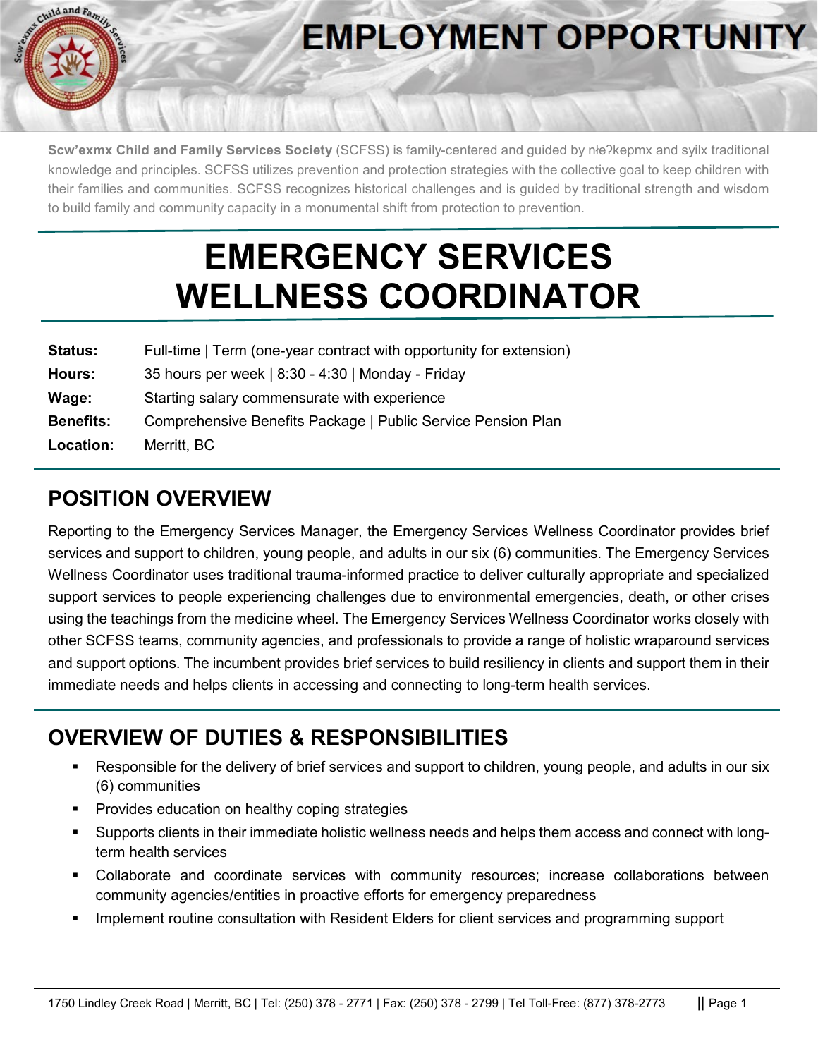# EMPLOYMENT OPPORTUNITY

**Scw'exmx Child and Family Services Society** (SCFSS) is family-centered and guided by nłeʔkepmx and syilx traditional knowledge and principles. SCFSS utilizes prevention and protection strategies with the collective goal to keep children with their families and communities. SCFSS recognizes historical challenges and is guided by traditional strength and wisdom to build family and community capacity in a monumental shift from protection to prevention.

# EMERGENCY SERVICES WELLNESS COORDINATOR

| | |
|---|---|
| **Status:** | Full-time \| Term (one-year contract with opportunity for extension) |
| **Hours:** | 35 hours per week \| 8:30 - 4:30 \| Monday - Friday |
| **Wage:** | Starting salary commensurate with experience |
| **Benefits:** | Comprehensive Benefits Package \| Public Service Pension Plan |
| **Location:** | Merritt, BC |

## POSITION OVERVIEW

Reporting to the Emergency Services Manager, the Emergency Services Wellness Coordinator provides brief services and support to children, young people, and adults in our six (6) communities. The Emergency Services Wellness Coordinator uses traditional trauma-informed practice to deliver culturally appropriate and specialized support services to people experiencing challenges due to environmental emergencies, death, or other crises using the teachings from the medicine wheel. The Emergency Services Wellness Coordinator works closely with other SCFSS teams, community agencies, and professionals to provide a range of holistic wraparound services and support options. The incumbent provides brief services to build resiliency in clients and support them in their immediate needs and helps clients in accessing and connecting to long-term health services.

## OVERVIEW OF DUTIES & RESPONSIBILITIES

- Responsible for the delivery of brief services and support to children, young people, and adults in our six (6) communities
- Provides education on healthy coping strategies
- Supports clients in their immediate holistic wellness needs and helps them access and connect with long-term health services
- Collaborate and coordinate services with community resources; increase collaborations between community agencies/entities in proactive efforts for emergency preparedness
- Implement routine consultation with Resident Elders for client services and programming support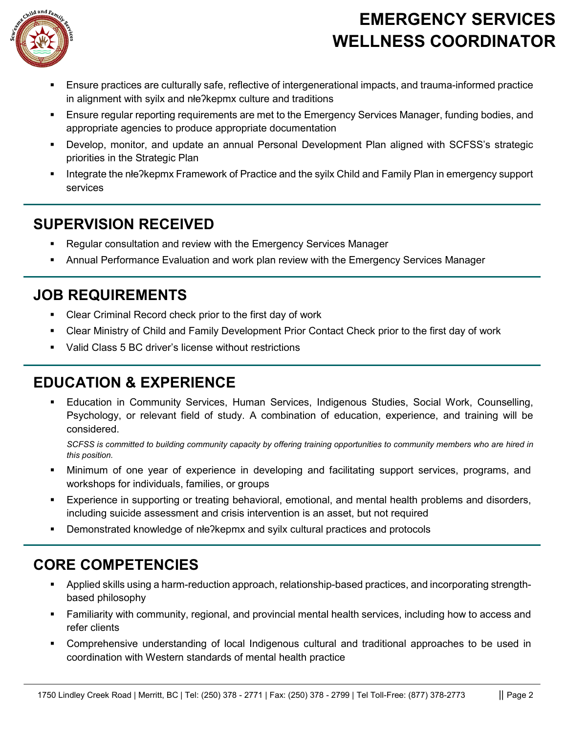- Ensure practices are culturally safe, reflective of intergenerational impacts, and trauma-informed practice in alignment with syilx and nłeʔkepmx culture and traditions
- Ensure regular reporting requirements are met to the Emergency Services Manager, funding bodies, and appropriate agencies to produce appropriate documentation
- Develop, monitor, and update an annual Personal Development Plan aligned with SCFSS's strategic priorities in the Strategic Plan
- Integrate the nłeʔkepmx Framework of Practice and the syilx Child and Family Plan in emergency support services

## SUPERVISION RECEIVED

- Regular consultation and review with the Emergency Services Manager
- Annual Performance Evaluation and work plan review with the Emergency Services Manager

## JOB REQUIREMENTS

- Clear Criminal Record check prior to the first day of work
- Clear Ministry of Child and Family Development Prior Contact Check prior to the first day of work
- Valid Class 5 BC driver's license without restrictions

## EDUCATION & EXPERIENCE

- Education in Community Services, Human Services, Indigenous Studies, Social Work, Counselling, Psychology, or relevant field of study. A combination of education, experience, and training will be considered.

  *SCFSS is committed to building community capacity by offering training opportunities to community members who are hired in this position.*
- Minimum of one year of experience in developing and facilitating support services, programs, and workshops for individuals, families, or groups
- Experience in supporting or treating behavioral, emotional, and mental health problems and disorders, including suicide assessment and crisis intervention is an asset, but not required
- Demonstrated knowledge of nłeʔkepmx and syilx cultural practices and protocols

## CORE COMPETENCIES

- Applied skills using a harm-reduction approach, relationship-based practices, and incorporating strength-based philosophy
- Familiarity with community, regional, and provincial mental health services, including how to access and refer clients
- Comprehensive understanding of local Indigenous cultural and traditional approaches to be used in coordination with Western standards of mental health practice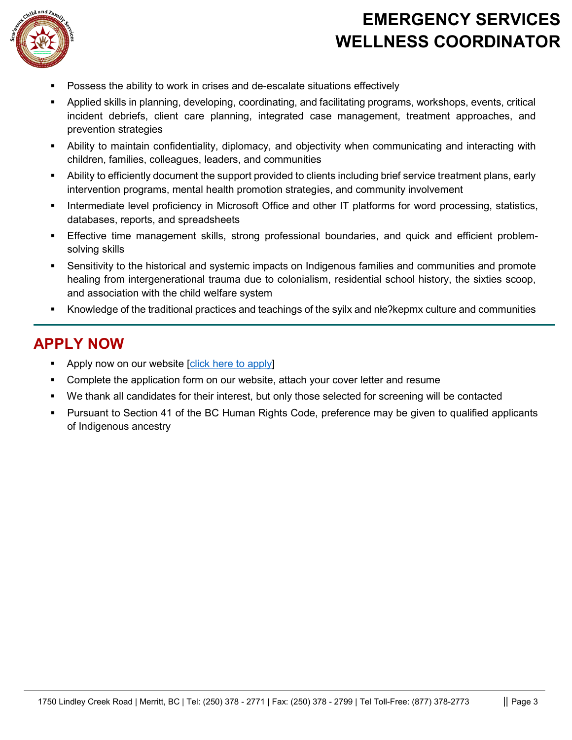- Possess the ability to work in crises and de-escalate situations effectively
- Applied skills in planning, developing, coordinating, and facilitating programs, workshops, events, critical incident debriefs, client care planning, integrated case management, treatment approaches, and prevention strategies
- Ability to maintain confidentiality, diplomacy, and objectivity when communicating and interacting with children, families, colleagues, leaders, and communities
- Ability to efficiently document the support provided to clients including brief service treatment plans, early intervention programs, mental health promotion strategies, and community involvement
- Intermediate level proficiency in Microsoft Office and other IT platforms for word processing, statistics, databases, reports, and spreadsheets
- Effective time management skills, strong professional boundaries, and quick and efficient problem-solving skills
- Sensitivity to the historical and systemic impacts on Indigenous families and communities and promote healing from intergenerational trauma due to colonialism, residential school history, the sixties scoop, and association with the child welfare system
- Knowledge of the traditional practices and teachings of the syilx and nɬeʔkepmx culture and communities

## APPLY NOW

- Apply now on our website [click here to apply]
- Complete the application form on our website, attach your cover letter and resume
- We thank all candidates for their interest, but only those selected for screening will be contacted
- Pursuant to Section 41 of the BC Human Rights Code, preference may be given to qualified applicants of Indigenous ancestry